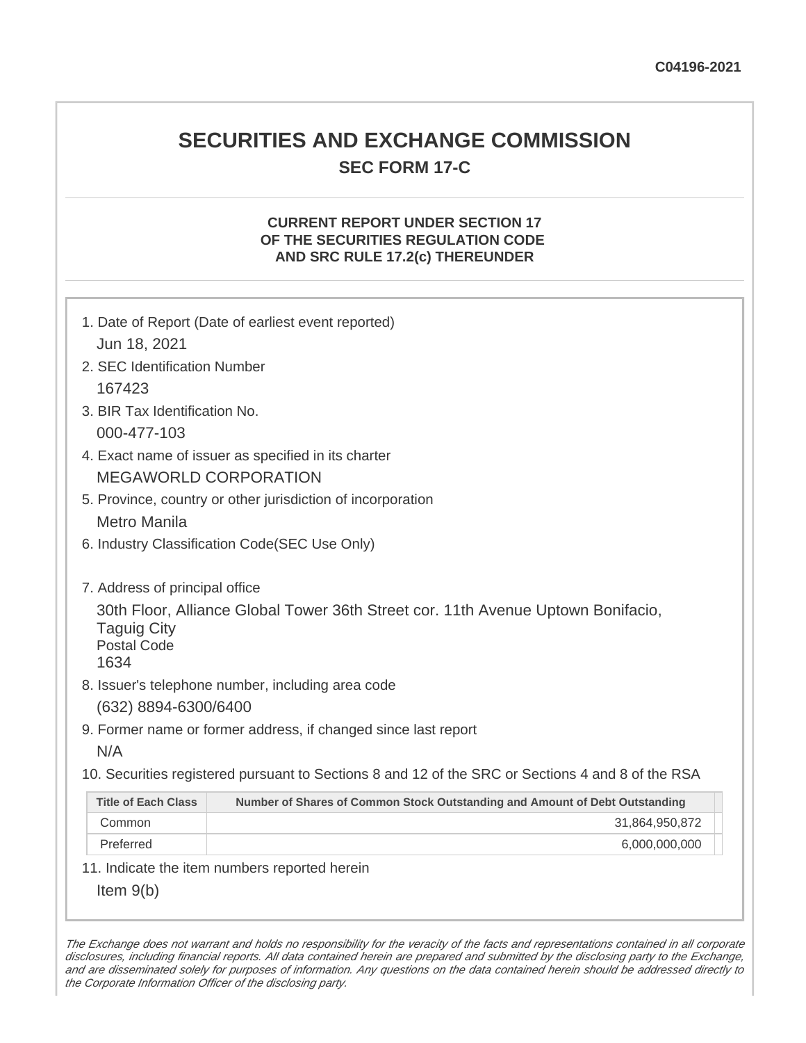C04196-2021

# SECURITIES AND EXCHANGE COMMISSION

## SEC FORM 17-C

### CURRENT REPORT UNDER SECTION 17 OF THE SECURITIES REGULATION CODE AND SRC RULE 17.2(c) THEREUNDER

1. Date of Report (Date of earliest event reported)
   Jun 18, 2021
2. SEC Identification Number
   167423
3. BIR Tax Identification No.
   000-477-103
4. Exact name of issuer as specified in its charter
   MEGAWORLD CORPORATION
5. Province, country or other jurisdiction of incorporation
   Metro Manila
6. Industry Classification Code(SEC Use Only)

7. Address of principal office
   30th Floor, Alliance Global Tower 36th Street cor. 11th Avenue Uptown Bonifacio, Taguig City
   Postal Code
   1634
8. Issuer's telephone number, including area code
   (632) 8894-6300/6400
9. Former name or former address, if changed since last report
   N/A
10. Securities registered pursuant to Sections 8 and 12 of the SRC or Sections 4 and 8 of the RSA

| Title of Each Class | Number of Shares of Common Stock Outstanding and Amount of Debt Outstanding |
|---|---|
| Common | 31,864,950,872 |
| Preferred | 6,000,000,000 |

11. Indicate the item numbers reported herein
    Item 9(b)

*The Exchange does not warrant and holds no responsibility for the veracity of the facts and representations contained in all corporate disclosures, including financial reports. All data contained herein are prepared and submitted by the disclosing party to the Exchange, and are disseminated solely for purposes of information. Any questions on the data contained herein should be addressed directly to the Corporate Information Officer of the disclosing party.*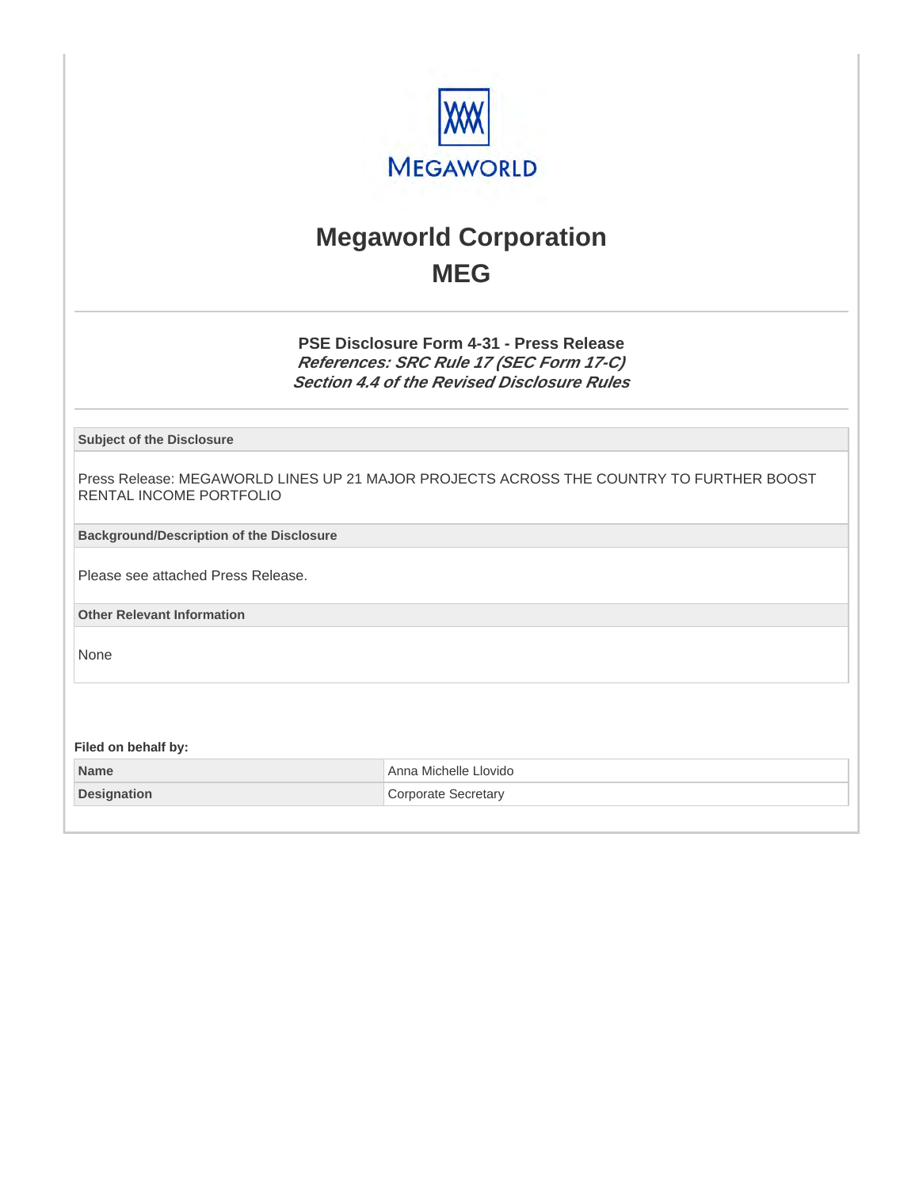MEGAWORLD

# Megaworld Corporation

## MEG

### PSE Disclosure Form 4-31 - Press Release

***References: SRC Rule 17 (SEC Form 17-C)***
***Section 4.4 of the Revised Disclosure Rules***

**Subject of the Disclosure**

Press Release: MEGAWORLD LINES UP 21 MAJOR PROJECTS ACROSS THE COUNTRY TO FURTHER BOOST RENTAL INCOME PORTFOLIO

**Background/Description of the Disclosure**

Please see attached Press Release.

**Other Relevant Information**

None

**Filed on behalf by:**

| | |
|---|---|
| **Name** | Anna Michelle Llovido |
| **Designation** | Corporate Secretary |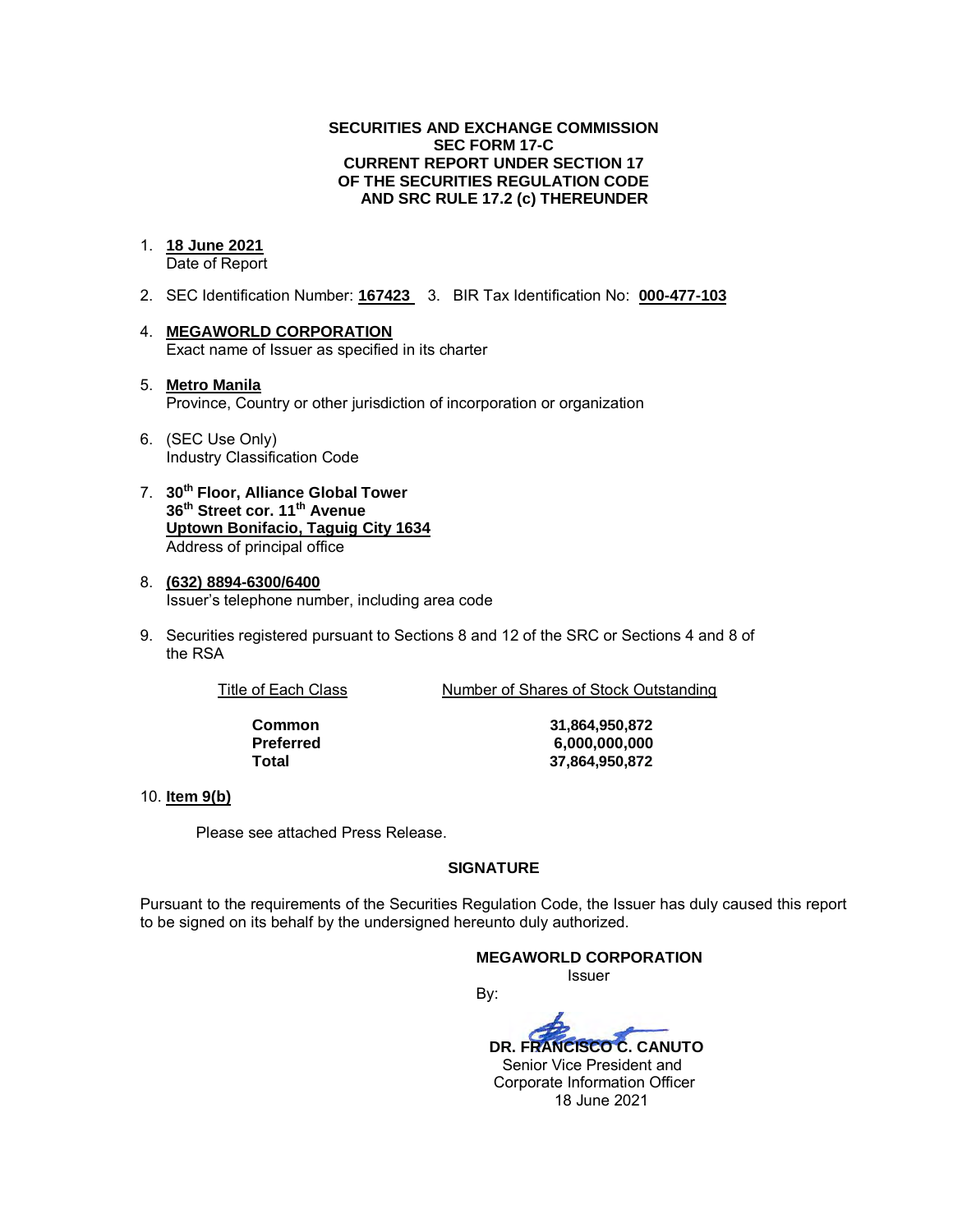**SECURITIES AND EXCHANGE COMMISSION**
**SEC FORM 17-C**
**CURRENT REPORT UNDER SECTION 17**
**OF THE SECURITIES REGULATION CODE**
**AND SRC RULE 17.2 (c) THEREUNDER**

1. **18 June 2021**
   Date of Report

2. SEC Identification Number: **167423** 3. BIR Tax Identification No: **000-477-103**

4. **MEGAWORLD CORPORATION**
   Exact name of Issuer as specified in its charter

5. **Metro Manila**
   Province, Country or other jurisdiction of incorporation or organization

6. (SEC Use Only)
   Industry Classification Code

7. **30th Floor, Alliance Global Tower**
   **36th Street cor. 11th Avenue**
   **Uptown Bonifacio, Taguig City 1634**
   Address of principal office

8. **(632) 8894-6300/6400**
   Issuer's telephone number, including area code

9. Securities registered pursuant to Sections 8 and 12 of the SRC or Sections 4 and 8 of the RSA

| Title of Each Class | Number of Shares of Stock Outstanding |
|---|---|
| **Common** | **31,864,950,872** |
| **Preferred** | **6,000,000,000** |
| **Total** | **37,864,950,872** |

10. **Item 9(b)**

    Please see attached Press Release.

**SIGNATURE**

Pursuant to the requirements of the Securities Regulation Code, the Issuer has duly caused this report to be signed on its behalf by the undersigned hereunto duly authorized.

**MEGAWORLD CORPORATION**
Issuer

By:

**DR. FRANCISCO C. CANUTO**
Senior Vice President and
Corporate Information Officer
18 June 2021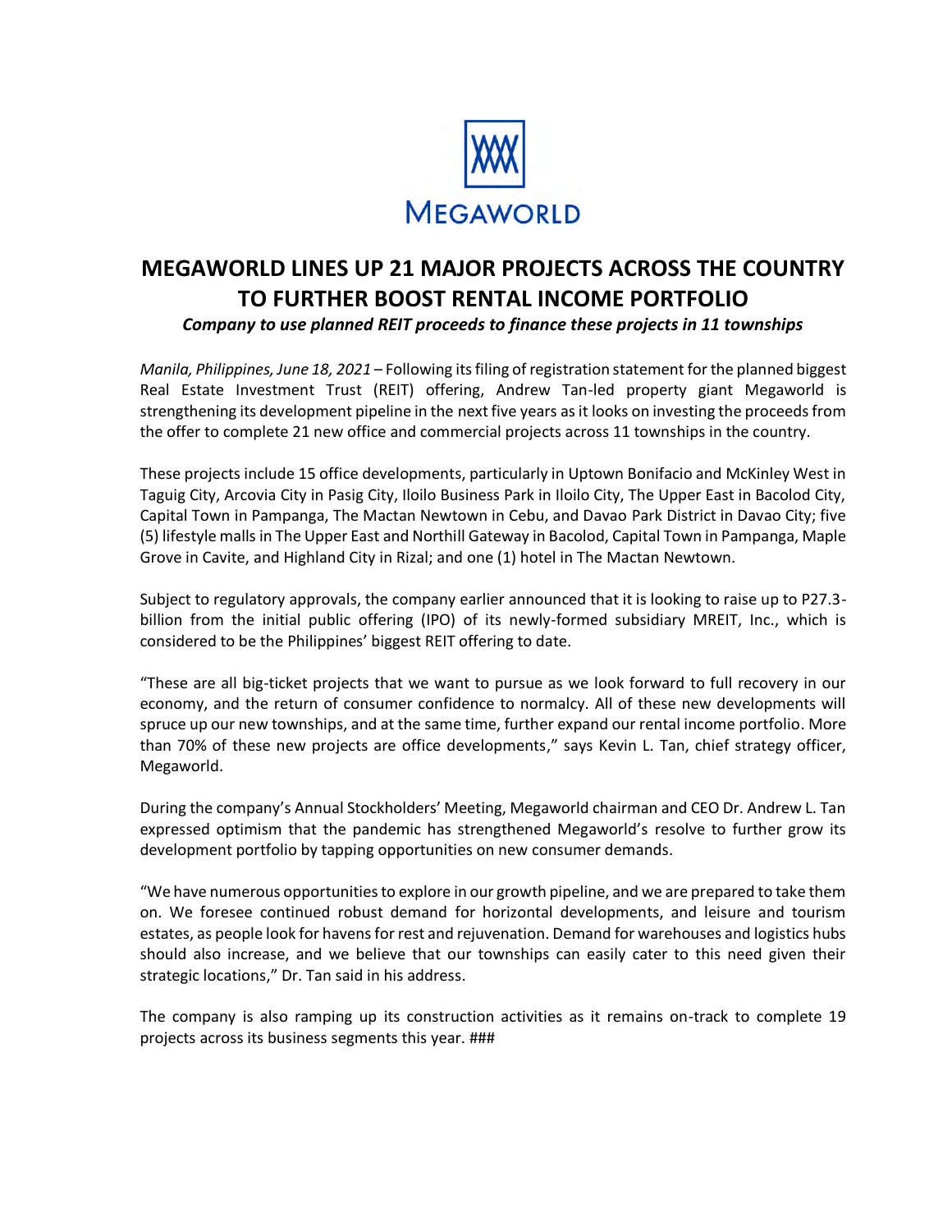MEGAWORLD

# MEGAWORLD LINES UP 21 MAJOR PROJECTS ACROSS THE COUNTRY TO FURTHER BOOST RENTAL INCOME PORTFOLIO

***Company to use planned REIT proceeds to finance these projects in 11 townships***

*Manila, Philippines, June 18, 2021* – Following its filing of registration statement for the planned biggest Real Estate Investment Trust (REIT) offering, Andrew Tan-led property giant Megaworld is strengthening its development pipeline in the next five years as it looks on investing the proceeds from the offer to complete 21 new office and commercial projects across 11 townships in the country.

These projects include 15 office developments, particularly in Uptown Bonifacio and McKinley West in Taguig City, Arcovia City in Pasig City, Iloilo Business Park in Iloilo City, The Upper East in Bacolod City, Capital Town in Pampanga, The Mactan Newtown in Cebu, and Davao Park District in Davao City; five (5) lifestyle malls in The Upper East and Northill Gateway in Bacolod, Capital Town in Pampanga, Maple Grove in Cavite, and Highland City in Rizal; and one (1) hotel in The Mactan Newtown.

Subject to regulatory approvals, the company earlier announced that it is looking to raise up to P27.3-billion from the initial public offering (IPO) of its newly-formed subsidiary MREIT, Inc., which is considered to be the Philippines' biggest REIT offering to date.

"These are all big-ticket projects that we want to pursue as we look forward to full recovery in our economy, and the return of consumer confidence to normalcy. All of these new developments will spruce up our new townships, and at the same time, further expand our rental income portfolio. More than 70% of these new projects are office developments," says Kevin L. Tan, chief strategy officer, Megaworld.

During the company's Annual Stockholders' Meeting, Megaworld chairman and CEO Dr. Andrew L. Tan expressed optimism that the pandemic has strengthened Megaworld's resolve to further grow its development portfolio by tapping opportunities on new consumer demands.

"We have numerous opportunities to explore in our growth pipeline, and we are prepared to take them on. We foresee continued robust demand for horizontal developments, and leisure and tourism estates, as people look for havens for rest and rejuvenation. Demand for warehouses and logistics hubs should also increase, and we believe that our townships can easily cater to this need given their strategic locations," Dr. Tan said in his address.

The company is also ramping up its construction activities as it remains on-track to complete 19 projects across its business segments this year. ###